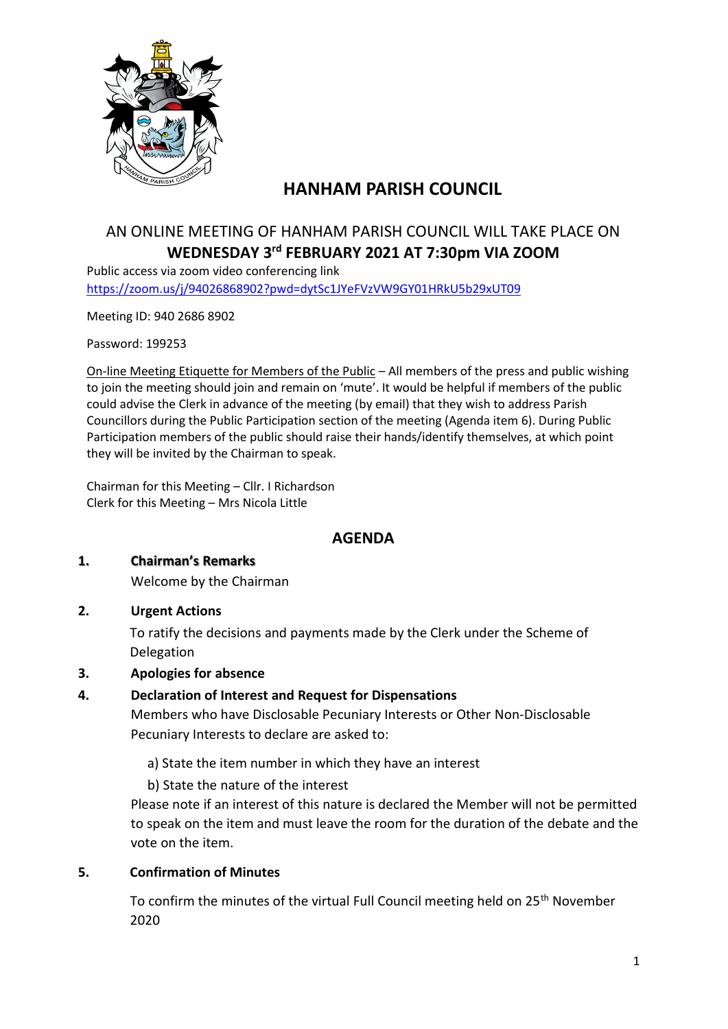# HANHAM PARISH COUNCIL

## AN ONLINE MEETING OF HANHAM PARISH COUNCIL WILL TAKE PLACE ON **WEDNESDAY 3rd FEBRUARY 2021 AT 7:30pm VIA ZOOM**

Public access via zoom video conferencing link
https://zoom.us/j/94026868902?pwd=dytSc1JYeFVzVW9GY01HRkU5b29xUT09

Meeting ID: 940 2686 8902

Password: 199253

On-line Meeting Etiquette for Members of the Public – All members of the press and public wishing to join the meeting should join and remain on 'mute'. It would be helpful if members of the public could advise the Clerk in advance of the meeting (by email) that they wish to address Parish Councillors during the Public Participation section of the meeting (Agenda item 6). During Public Participation members of the public should raise their hands/identify themselves, at which point they will be invited by the Chairman to speak.

Chairman for this Meeting – Cllr. I Richardson
Clerk for this Meeting – Mrs Nicola Little

## AGENDA

**1. Chairman's Remarks**

Welcome by the Chairman

**2. Urgent Actions**

To ratify the decisions and payments made by the Clerk under the Scheme of Delegation

**3. Apologies for absence**

**4. Declaration of Interest and Request for Dispensations**

Members who have Disclosable Pecuniary Interests or Other Non-Disclosable Pecuniary Interests to declare are asked to:

a) State the item number in which they have an interest

b) State the nature of the interest

Please note if an interest of this nature is declared the Member will not be permitted to speak on the item and must leave the room for the duration of the debate and the vote on the item.

**5. Confirmation of Minutes**

To confirm the minutes of the virtual Full Council meeting held on 25th November 2020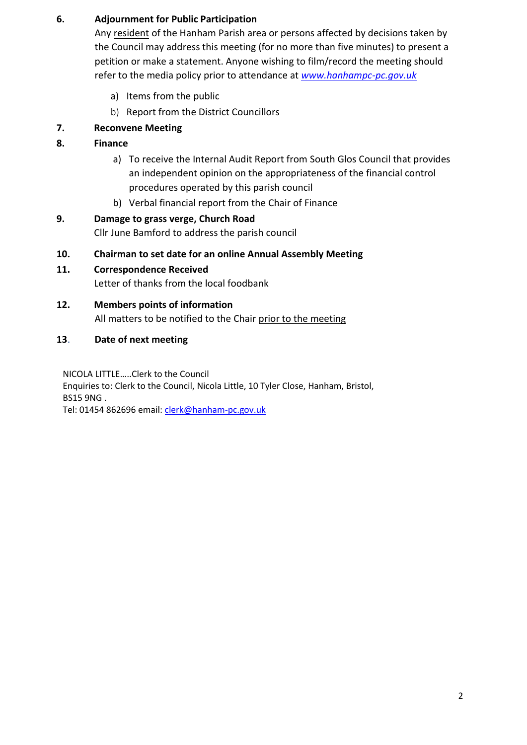**6. Adjournment for Public Participation**

Any resident of the Hanham Parish area or persons affected by decisions taken by the Council may address this meeting (for no more than five minutes) to present a petition or make a statement. Anyone wishing to film/record the meeting should refer to the media policy prior to attendance at *www.hanhampc-pc.gov.uk*

a) Items from the public
b) Report from the District Councillors

**7. Reconvene Meeting**

**8. Finance**

a) To receive the Internal Audit Report from South Glos Council that provides an independent opinion on the appropriateness of the financial control procedures operated by this parish council
b) Verbal financial report from the Chair of Finance

**9. Damage to grass verge, Church Road**

Cllr June Bamford to address the parish council

**10. Chairman to set date for an online Annual Assembly Meeting**

**11. Correspondence Received**

Letter of thanks from the local foodbank

**12. Members points of information**

All matters to be notified to the Chair prior to the meeting

**13. Date of next meeting**

NICOLA LITTLE…..Clerk to the Council
Enquiries to: Clerk to the Council, Nicola Little, 10 Tyler Close, Hanham, Bristol, BS15 9NG .
Tel: 01454 862696 email: clerk@hanham-pc.gov.uk